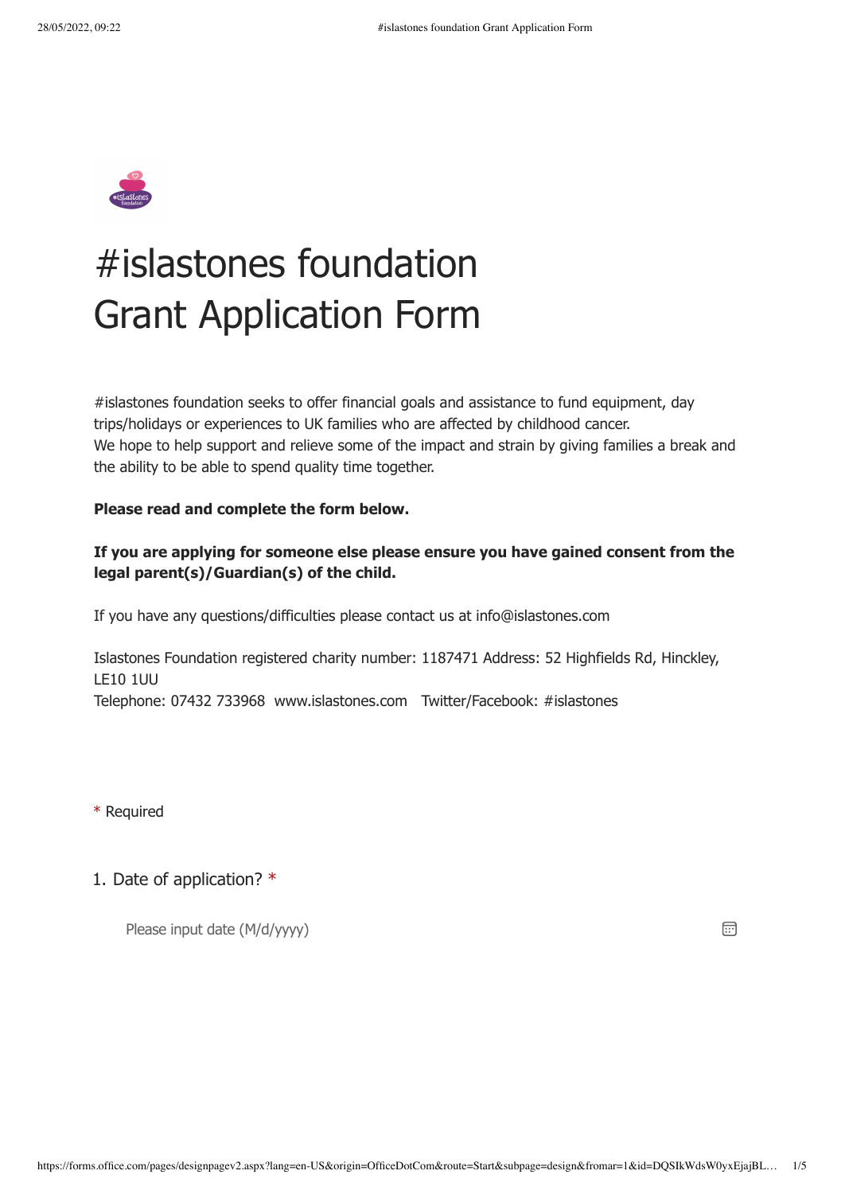# #islastones foundation Grant Application Form

#islastones foundation seeks to offer financial goals and assistance to fund equipment, day trips/holidays or experiences to UK families who are affected by childhood cancer.
We hope to help support and relieve some of the impact and strain by giving families a break and the ability to be able to spend quality time together.

**Please read and complete the form below.**

**If you are applying for someone else please ensure you have gained consent from the legal parent(s)/Guardian(s) of the child.**

If you have any questions/difficulties please contact us at info@islastones.com

Islastones Foundation registered charity number: 1187471 Address: 52 Highfields Rd, Hinckley, LE10 1UU
Telephone: 07432 733968 www.islastones.com Twitter/Facebook: #islastones

\* Required

1. Date of application? *

Please input date (M/d/yyyy)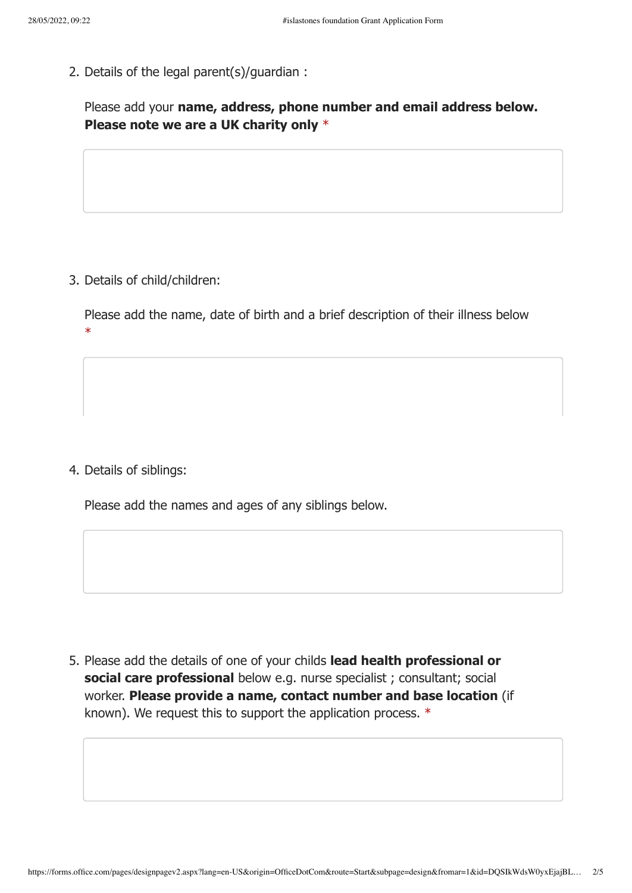2. Details of the legal parent(s)/guardian :

   Please add your **name, address, phone number and email address below. Please note we are a UK charity only** *

3. Details of child/children:

   Please add the name, date of birth and a brief description of their illness below *

4. Details of siblings:

   Please add the names and ages of any siblings below.

5. Please add the details of one of your childs **lead health professional or social care professional** below e.g. nurse specialist ; consultant; social worker. **Please provide a name, contact number and base location** (if known). We request this to support the application process. *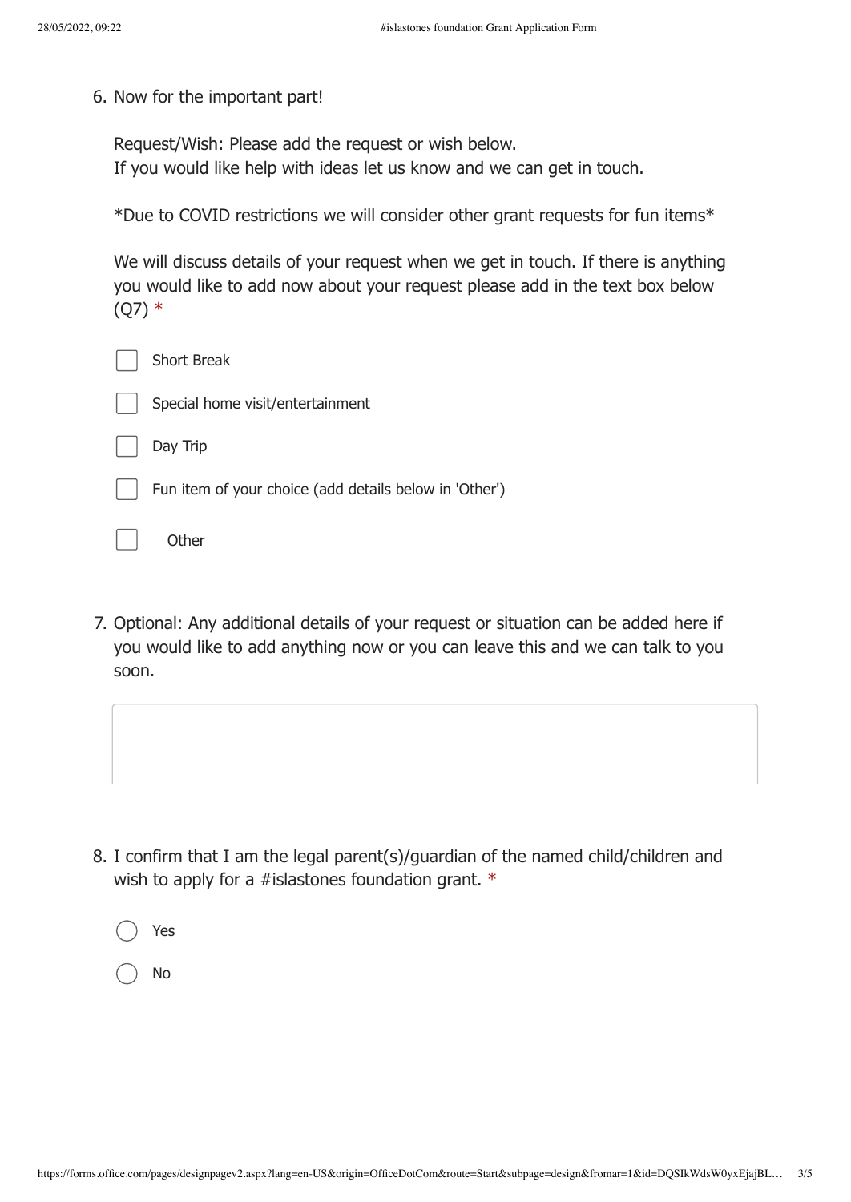6. Now for the important part!

   Request/Wish: Please add the request or wish below.
   If you would like help with ideas let us know and we can get in touch.

   *Due to COVID restrictions we will consider other grant requests for fun items*

   We will discuss details of your request when we get in touch. If there is anything you would like to add now about your request please add in the text box below (Q7) *

   - [ ] Short Break
   - [ ] Special home visit/entertainment
   - [ ] Day Trip
   - [ ] Fun item of your choice (add details below in 'Other')
   - [ ] Other

7. Optional: Any additional details of your request or situation can be added here if you would like to add anything now or you can leave this and we can talk to you soon.

8. I confirm that I am the legal parent(s)/guardian of the named child/children and wish to apply for a #islastones foundation grant. *

   - ( ) Yes
   - ( ) No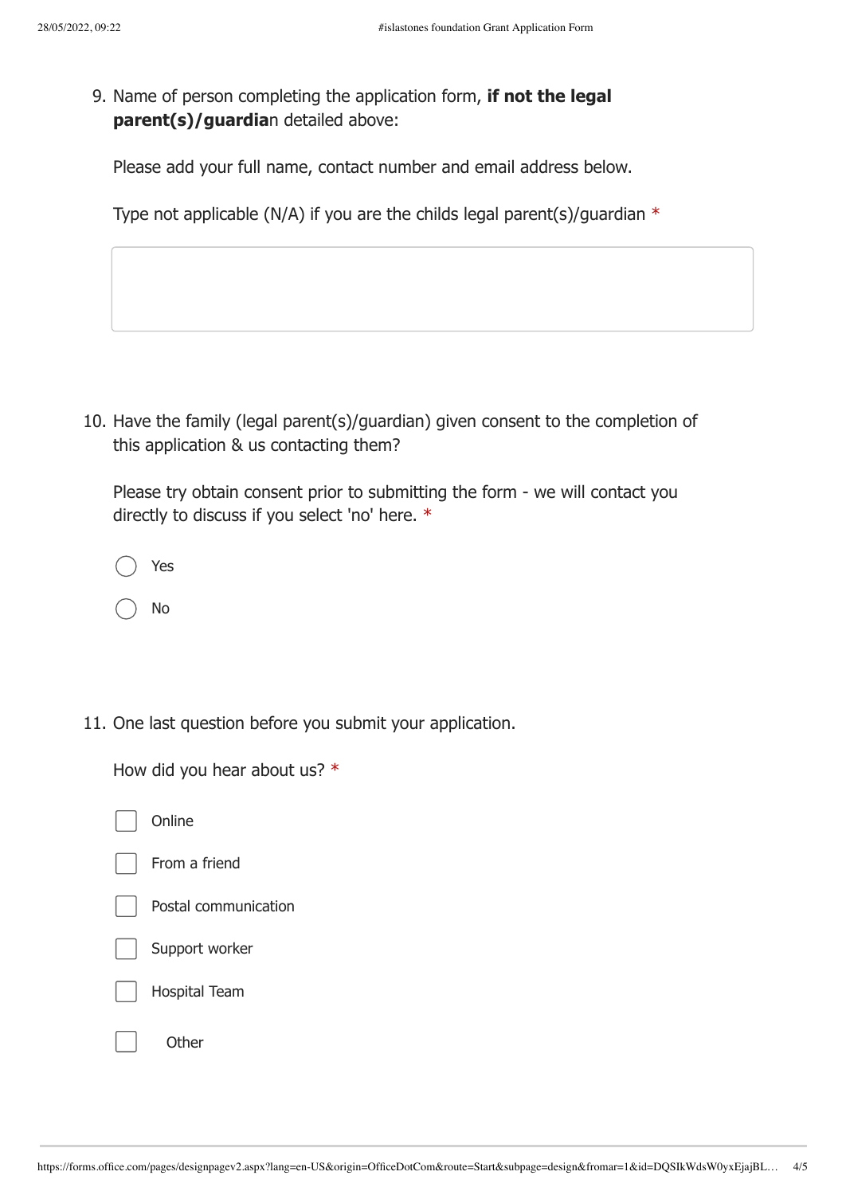9. Name of person completing the application form, **if not the legal parent(s)/guardia**n detailed above:

   Please add your full name, contact number and email address below.

   Type not applicable (N/A) if you are the childs legal parent(s)/guardian *

10. Have the family (legal parent(s)/guardian) given consent to the completion of this application & us contacting them?

    Please try obtain consent prior to submitting the form - we will contact you directly to discuss if you select 'no' here. *

    - ○ Yes
    - ○ No

11. One last question before you submit your application.

    How did you hear about us? *

    - ☐ Online
    - ☐ From a friend
    - ☐ Postal communication
    - ☐ Support worker
    - ☐ Hospital Team
    - ☐ Other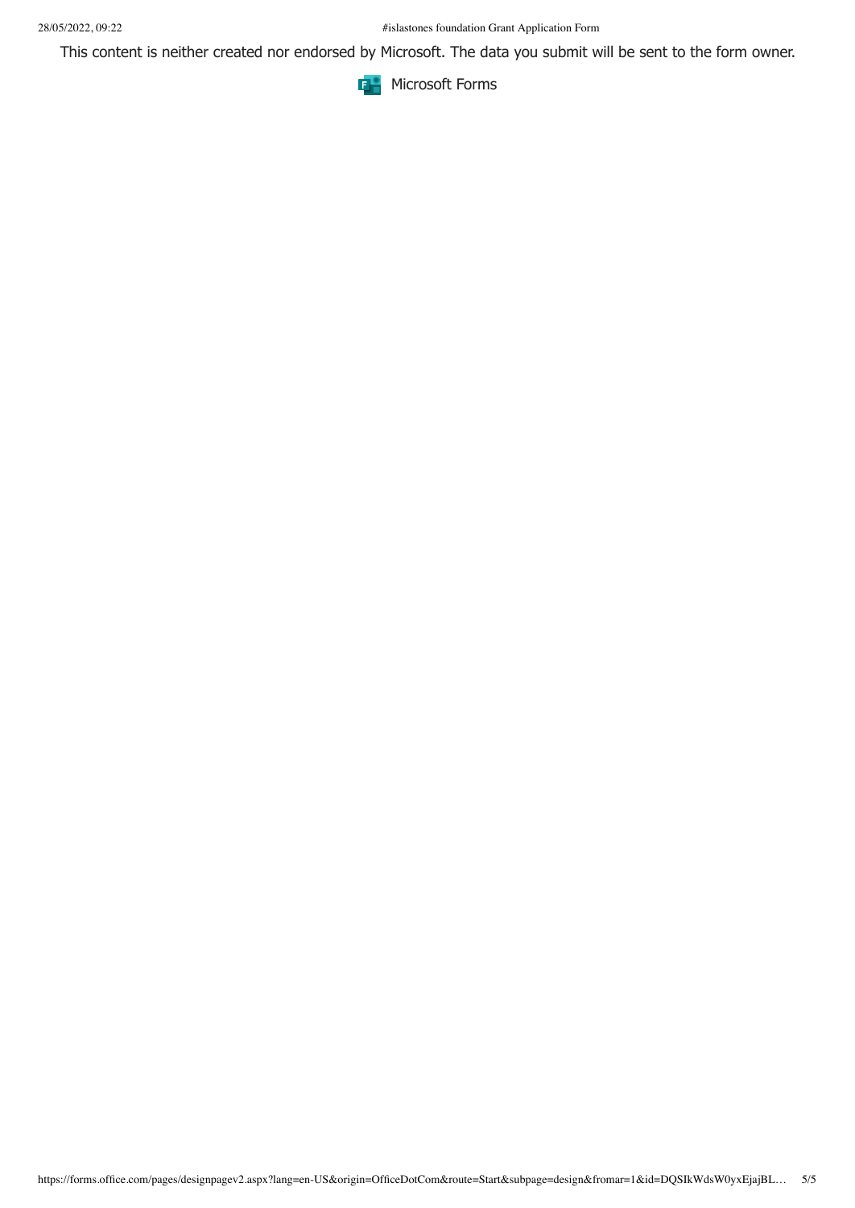This content is neither created nor endorsed by Microsoft. The data you submit will be sent to the form owner.

Microsoft Forms